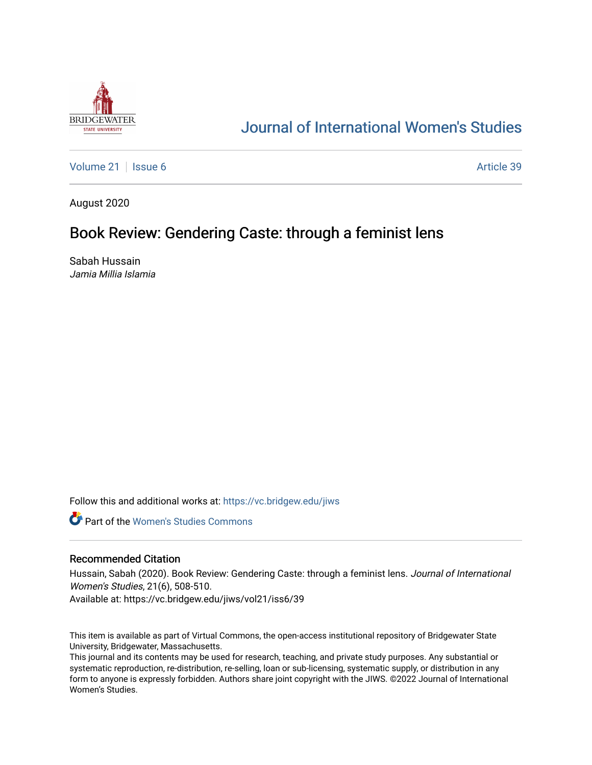# Journal of International Women's Studies

Volume 21 | Issue 6 | Article 39

August 2020

## Book Review: Gendering Caste: through a feminist lens

Sabah Hussain
*Jamia Millia Islamia*

Follow this and additional works at: https://vc.bridgew.edu/jiws

Part of the Women's Studies Commons

### Recommended Citation

Hussain, Sabah (2020). Book Review: Gendering Caste: through a feminist lens. *Journal of International Women's Studies*, 21(6), 508-510.
Available at: https://vc.bridgew.edu/jiws/vol21/iss6/39

This item is available as part of Virtual Commons, the open-access institutional repository of Bridgewater State University, Bridgewater, Massachusetts.
This journal and its contents may be used for research, teaching, and private study purposes. Any substantial or systematic reproduction, re-distribution, re-selling, loan or sub-licensing, systematic supply, or distribution in any form to anyone is expressly forbidden. Authors share joint copyright with the JIWS. ©2022 Journal of International Women's Studies.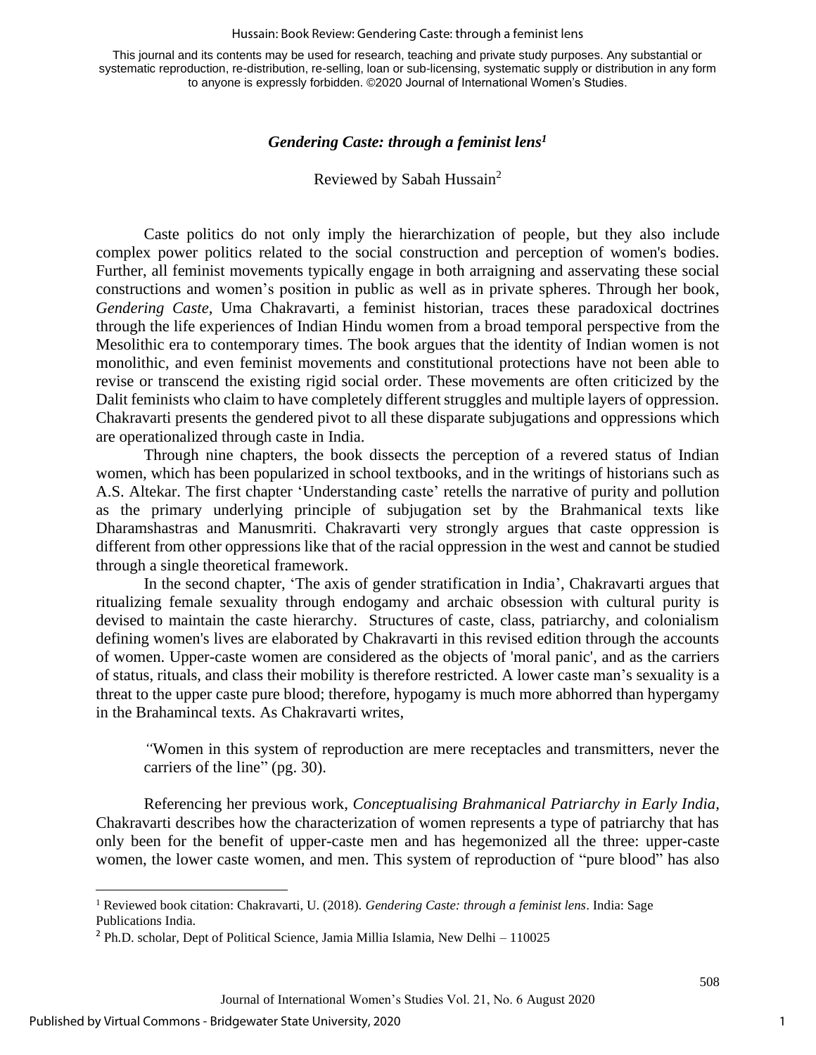This journal and its contents may be used for research, teaching and private study purposes. Any substantial or systematic reproduction, re-distribution, re-selling, loan or sub-licensing, systematic supply or distribution in any form to anyone is expressly forbidden. ©2020 Journal of International Women's Studies.

# *Gendering Caste: through a feminist lens*[1]

Reviewed by Sabah Hussain[2]

Caste politics do not only imply the hierarchization of people, but they also include complex power politics related to the social construction and perception of women's bodies. Further, all feminist movements typically engage in both arraigning and asservating these social constructions and women's position in public as well as in private spheres. Through her book, *Gendering Caste*, Uma Chakravarti, a feminist historian, traces these paradoxical doctrines through the life experiences of Indian Hindu women from a broad temporal perspective from the Mesolithic era to contemporary times. The book argues that the identity of Indian women is not monolithic, and even feminist movements and constitutional protections have not been able to revise or transcend the existing rigid social order. These movements are often criticized by the Dalit feminists who claim to have completely different struggles and multiple layers of oppression. Chakravarti presents the gendered pivot to all these disparate subjugations and oppressions which are operationalized through caste in India.

Through nine chapters, the book dissects the perception of a revered status of Indian women, which has been popularized in school textbooks, and in the writings of historians such as A.S. Altekar. The first chapter 'Understanding caste' retells the narrative of purity and pollution as the primary underlying principle of subjugation set by the Brahmanical texts like Dharamshastras and Manusmriti. Chakravarti very strongly argues that caste oppression is different from other oppressions like that of the racial oppression in the west and cannot be studied through a single theoretical framework.

In the second chapter, 'The axis of gender stratification in India', Chakravarti argues that ritualizing female sexuality through endogamy and archaic obsession with cultural purity is devised to maintain the caste hierarchy. Structures of caste, class, patriarchy, and colonialism defining women's lives are elaborated by Chakravarti in this revised edition through the accounts of women. Upper-caste women are considered as the objects of 'moral panic', and as the carriers of status, rituals, and class their mobility is therefore restricted. A lower caste man's sexuality is a threat to the upper caste pure blood; therefore, hypogamy is much more abhorred than hypergamy in the Brahamincal texts. As Chakravarti writes,

> "Women in this system of reproduction are mere receptacles and transmitters, never the carriers of the line" (pg. 30).

Referencing her previous work, *Conceptualising Brahmanical Patriarchy in Early India*, Chakravarti describes how the characterization of women represents a type of patriarchy that has only been for the benefit of upper-caste men and has hegemonized all the three: upper-caste women, the lower caste women, and men. This system of reproduction of "pure blood" has also

---

[1] Reviewed book citation: Chakravarti, U. (2018). *Gendering Caste: through a feminist lens*. India: Sage Publications India.

[2] Ph.D. scholar, Dept of Political Science, Jamia Millia Islamia, New Delhi – 110025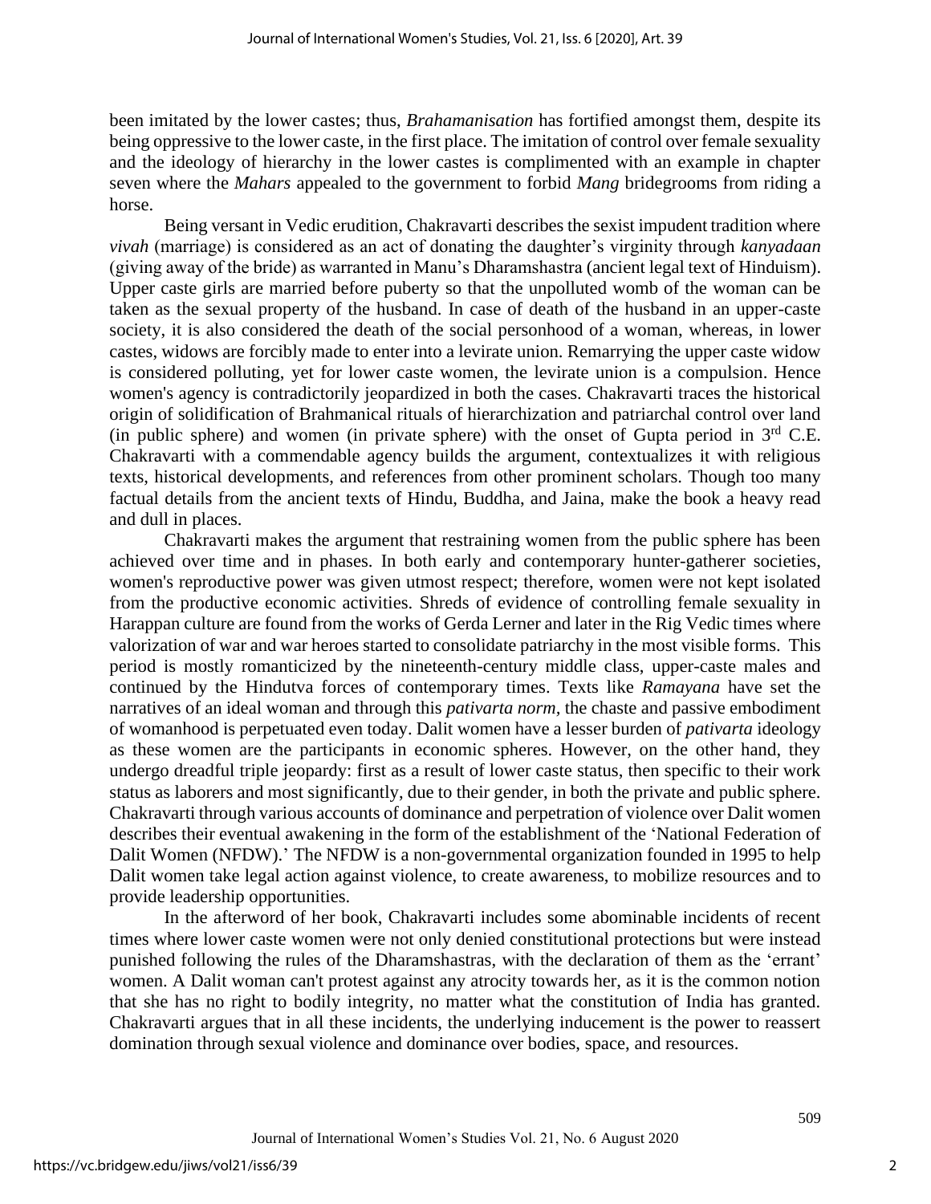been imitated by the lower castes; thus, *Brahamanisation* has fortified amongst them, despite its being oppressive to the lower caste, in the first place. The imitation of control over female sexuality and the ideology of hierarchy in the lower castes is complimented with an example in chapter seven where the *Mahars* appealed to the government to forbid *Mang* bridegrooms from riding a horse.

Being versant in Vedic erudition, Chakravarti describes the sexist impudent tradition where *vivah* (marriage) is considered as an act of donating the daughter's virginity through *kanyadaan* (giving away of the bride) as warranted in Manu's Dharamshastra (ancient legal text of Hinduism). Upper caste girls are married before puberty so that the unpolluted womb of the woman can be taken as the sexual property of the husband. In case of death of the husband in an upper-caste society, it is also considered the death of the social personhood of a woman, whereas, in lower castes, widows are forcibly made to enter into a levirate union. Remarrying the upper caste widow is considered polluting, yet for lower caste women, the levirate union is a compulsion. Hence women's agency is contradictorily jeopardized in both the cases. Chakravarti traces the historical origin of solidification of Brahmanical rituals of hierarchization and patriarchal control over land (in public sphere) and women (in private sphere) with the onset of Gupta period in 3rd C.E. Chakravarti with a commendable agency builds the argument, contextualizes it with religious texts, historical developments, and references from other prominent scholars. Though too many factual details from the ancient texts of Hindu, Buddha, and Jaina, make the book a heavy read and dull in places.

Chakravarti makes the argument that restraining women from the public sphere has been achieved over time and in phases. In both early and contemporary hunter-gatherer societies, women's reproductive power was given utmost respect; therefore, women were not kept isolated from the productive economic activities. Shreds of evidence of controlling female sexuality in Harappan culture are found from the works of Gerda Lerner and later in the Rig Vedic times where valorization of war and war heroes started to consolidate patriarchy in the most visible forms. This period is mostly romanticized by the nineteenth-century middle class, upper-caste males and continued by the Hindutva forces of contemporary times. Texts like *Ramayana* have set the narratives of an ideal woman and through this *pativarta norm*, the chaste and passive embodiment of womanhood is perpetuated even today. Dalit women have a lesser burden of *pativarta* ideology as these women are the participants in economic spheres. However, on the other hand, they undergo dreadful triple jeopardy: first as a result of lower caste status, then specific to their work status as laborers and most significantly, due to their gender, in both the private and public sphere. Chakravarti through various accounts of dominance and perpetration of violence over Dalit women describes their eventual awakening in the form of the establishment of the 'National Federation of Dalit Women (NFDW).' The NFDW is a non-governmental organization founded in 1995 to help Dalit women take legal action against violence, to create awareness, to mobilize resources and to provide leadership opportunities.

In the afterword of her book, Chakravarti includes some abominable incidents of recent times where lower caste women were not only denied constitutional protections but were instead punished following the rules of the Dharamshastras, with the declaration of them as the 'errant' women. A Dalit woman can't protest against any atrocity towards her, as it is the common notion that she has no right to bodily integrity, no matter what the constitution of India has granted. Chakravarti argues that in all these incidents, the underlying inducement is the power to reassert domination through sexual violence and dominance over bodies, space, and resources.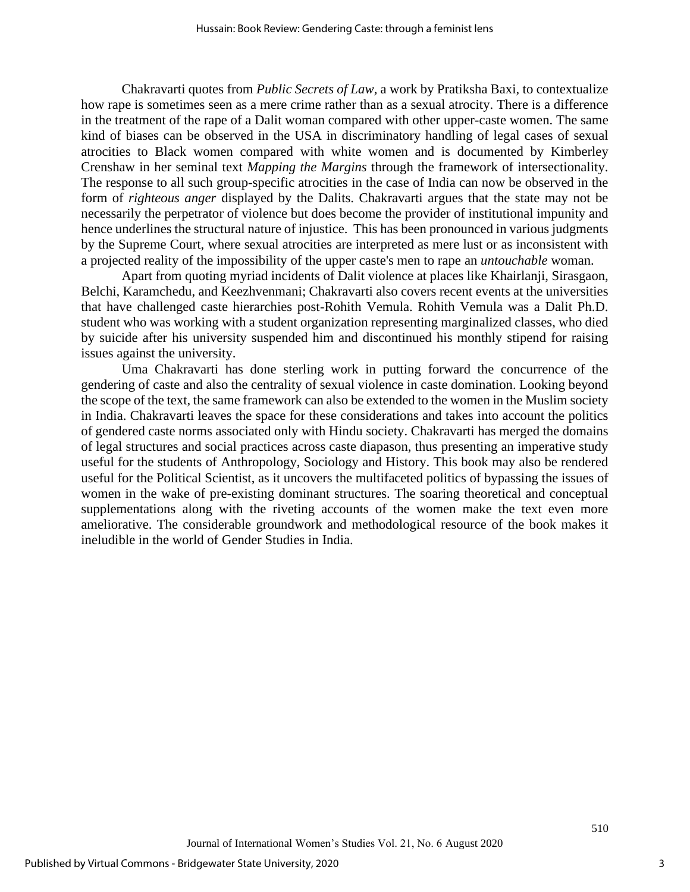Chakravarti quotes from *Public Secrets of Law*, a work by Pratiksha Baxi, to contextualize how rape is sometimes seen as a mere crime rather than as a sexual atrocity. There is a difference in the treatment of the rape of a Dalit woman compared with other upper-caste women. The same kind of biases can be observed in the USA in discriminatory handling of legal cases of sexual atrocities to Black women compared with white women and is documented by Kimberley Crenshaw in her seminal text *Mapping the Margins* through the framework of intersectionality. The response to all such group-specific atrocities in the case of India can now be observed in the form of *righteous anger* displayed by the Dalits. Chakravarti argues that the state may not be necessarily the perpetrator of violence but does become the provider of institutional impunity and hence underlines the structural nature of injustice. This has been pronounced in various judgments by the Supreme Court, where sexual atrocities are interpreted as mere lust or as inconsistent with a projected reality of the impossibility of the upper caste's men to rape an *untouchable* woman.

Apart from quoting myriad incidents of Dalit violence at places like Khairlanji, Sirasgaon, Belchi, Karamchedu, and Keezhvenmani; Chakravarti also covers recent events at the universities that have challenged caste hierarchies post-Rohith Vemula. Rohith Vemula was a Dalit Ph.D. student who was working with a student organization representing marginalized classes, who died by suicide after his university suspended him and discontinued his monthly stipend for raising issues against the university.

Uma Chakravarti has done sterling work in putting forward the concurrence of the gendering of caste and also the centrality of sexual violence in caste domination. Looking beyond the scope of the text, the same framework can also be extended to the women in the Muslim society in India. Chakravarti leaves the space for these considerations and takes into account the politics of gendered caste norms associated only with Hindu society. Chakravarti has merged the domains of legal structures and social practices across caste diapason, thus presenting an imperative study useful for the students of Anthropology, Sociology and History. This book may also be rendered useful for the Political Scientist, as it uncovers the multifaceted politics of bypassing the issues of women in the wake of pre-existing dominant structures. The soaring theoretical and conceptual supplementations along with the riveting accounts of the women make the text even more ameliorative. The considerable groundwork and methodological resource of the book makes it ineludible in the world of Gender Studies in India.